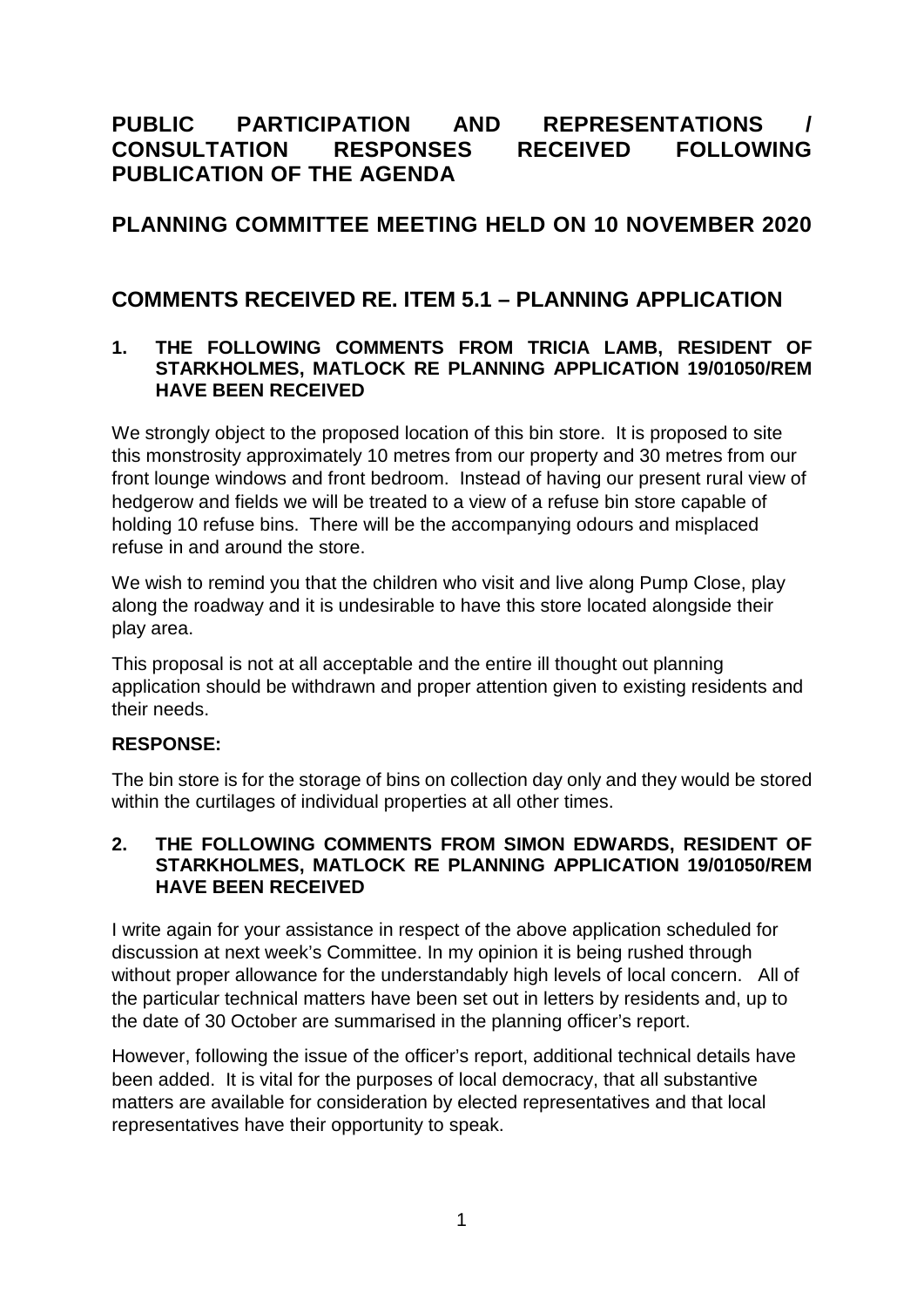# PUBLIC PARTICIPATION AND REPRESENTATIONS / CONSULTATION RESPONSES RECEIVED FOLLOWING PUBLICATION OF THE AGENDA

## PLANNING COMMITTEE MEETING HELD ON 10 NOVEMBER 2020

## COMMENTS RECEIVED RE. ITEM 5.1 – PLANNING APPLICATION

### 1. THE FOLLOWING COMMENTS FROM TRICIA LAMB, RESIDENT OF STARKHOLMES, MATLOCK RE PLANNING APPLICATION 19/01050/REM HAVE BEEN RECEIVED

We strongly object to the proposed location of this bin store. It is proposed to site this monstrosity approximately 10 metres from our property and 30 metres from our front lounge windows and front bedroom. Instead of having our present rural view of hedgerow and fields we will be treated to a view of a refuse bin store capable of holding 10 refuse bins. There will be the accompanying odours and misplaced refuse in and around the store.

We wish to remind you that the children who visit and live along Pump Close, play along the roadway and it is undesirable to have this store located alongside their play area.

This proposal is not at all acceptable and the entire ill thought out planning application should be withdrawn and proper attention given to existing residents and their needs.

**RESPONSE:**

The bin store is for the storage of bins on collection day only and they would be stored within the curtilages of individual properties at all other times.

### 2. THE FOLLOWING COMMENTS FROM SIMON EDWARDS, RESIDENT OF STARKHOLMES, MATLOCK RE PLANNING APPLICATION 19/01050/REM HAVE BEEN RECEIVED

I write again for your assistance in respect of the above application scheduled for discussion at next week's Committee. In my opinion it is being rushed through without proper allowance for the understandably high levels of local concern. All of the particular technical matters have been set out in letters by residents and, up to the date of 30 October are summarised in the planning officer's report.

However, following the issue of the officer's report, additional technical details have been added. It is vital for the purposes of local democracy, that all substantive matters are available for consideration by elected representatives and that local representatives have their opportunity to speak.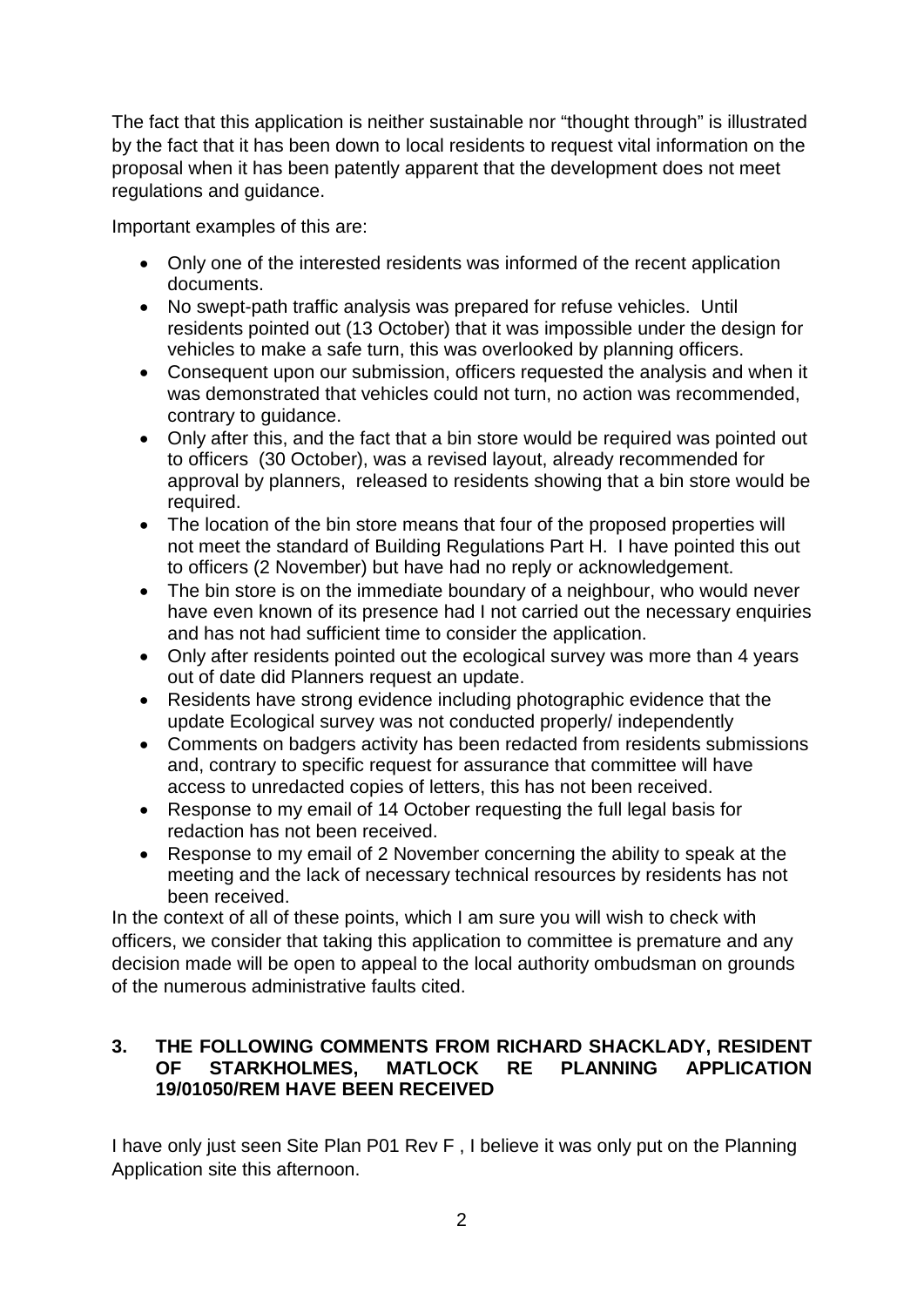The fact that this application is neither sustainable nor "thought through" is illustrated by the fact that it has been down to local residents to request vital information on the proposal when it has been patently apparent that the development does not meet regulations and guidance.

Important examples of this are:

- Only one of the interested residents was informed of the recent application documents.
- No swept-path traffic analysis was prepared for refuse vehicles. Until residents pointed out (13 October) that it was impossible under the design for vehicles to make a safe turn, this was overlooked by planning officers.
- Consequent upon our submission, officers requested the analysis and when it was demonstrated that vehicles could not turn, no action was recommended, contrary to guidance.
- Only after this, and the fact that a bin store would be required was pointed out to officers (30 October), was a revised layout, already recommended for approval by planners, released to residents showing that a bin store would be required.
- The location of the bin store means that four of the proposed properties will not meet the standard of Building Regulations Part H. I have pointed this out to officers (2 November) but have had no reply or acknowledgement.
- The bin store is on the immediate boundary of a neighbour, who would never have even known of its presence had I not carried out the necessary enquiries and has not had sufficient time to consider the application.
- Only after residents pointed out the ecological survey was more than 4 years out of date did Planners request an update.
- Residents have strong evidence including photographic evidence that the update Ecological survey was not conducted properly/ independently
- Comments on badgers activity has been redacted from residents submissions and, contrary to specific request for assurance that committee will have access to unredacted copies of letters, this has not been received.
- Response to my email of 14 October requesting the full legal basis for redaction has not been received.
- Response to my email of 2 November concerning the ability to speak at the meeting and the lack of necessary technical resources by residents has not been received.

In the context of all of these points, which I am sure you will wish to check with officers, we consider that taking this application to committee is premature and any decision made will be open to appeal to the local authority ombudsman on grounds of the numerous administrative faults cited.

## 3. THE FOLLOWING COMMENTS FROM RICHARD SHACKLADY, RESIDENT OF STARKHOLMES, MATLOCK RE PLANNING APPLICATION 19/01050/REM HAVE BEEN RECEIVED

I have only just seen Site Plan P01 Rev F , I believe it was only put on the Planning Application site this afternoon.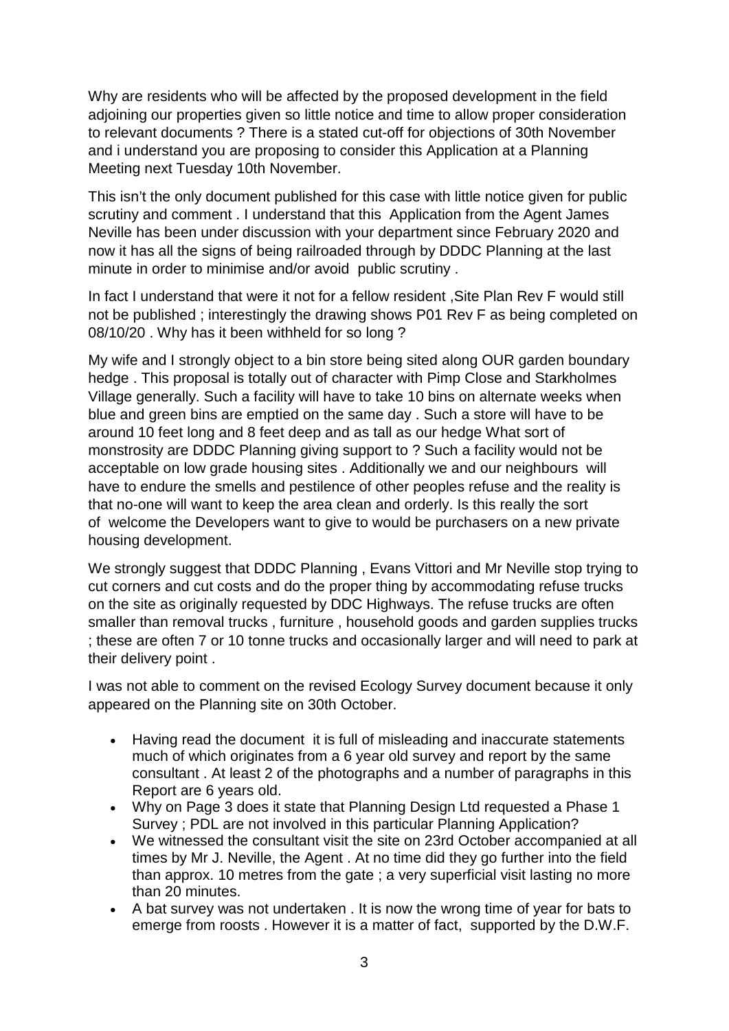Why are residents who will be affected by the proposed development in the field adjoining our properties given so little notice and time to allow proper consideration to relevant documents ? There is a stated cut-off for objections of 30th November and i understand you are proposing to consider this Application at a Planning Meeting next Tuesday 10th November.

This isn't the only document published for this case with little notice given for public scrutiny and comment . I understand that this Application from the Agent James Neville has been under discussion with your department since February 2020 and now it has all the signs of being railroaded through by DDDC Planning at the last minute in order to minimise and/or avoid public scrutiny .

In fact I understand that were it not for a fellow resident ,Site Plan Rev F would still not be published ; interestingly the drawing shows P01 Rev F as being completed on 08/10/20 . Why has it been withheld for so long ?

My wife and I strongly object to a bin store being sited along OUR garden boundary hedge . This proposal is totally out of character with Pimp Close and Starkholmes Village generally. Such a facility will have to take 10 bins on alternate weeks when blue and green bins are emptied on the same day . Such a store will have to be around 10 feet long and 8 feet deep and as tall as our hedge What sort of monstrosity are DDDC Planning giving support to ? Such a facility would not be acceptable on low grade housing sites . Additionally we and our neighbours will have to endure the smells and pestilence of other peoples refuse and the reality is that no-one will want to keep the area clean and orderly. Is this really the sort of welcome the Developers want to give to would be purchasers on a new private housing development.

We strongly suggest that DDDC Planning , Evans Vittori and Mr Neville stop trying to cut corners and cut costs and do the proper thing by accommodating refuse trucks on the site as originally requested by DDC Highways. The refuse trucks are often smaller than removal trucks , furniture , household goods and garden supplies trucks ; these are often 7 or 10 tonne trucks and occasionally larger and will need to park at their delivery point .

I was not able to comment on the revised Ecology Survey document because it only appeared on the Planning site on 30th October.

- Having read the document it is full of misleading and inaccurate statements much of which originates from a 6 year old survey and report by the same consultant . At least 2 of the photographs and a number of paragraphs in this Report are 6 years old.
- Why on Page 3 does it state that Planning Design Ltd requested a Phase 1 Survey ; PDL are not involved in this particular Planning Application?
- We witnessed the consultant visit the site on 23rd October accompanied at all times by Mr J. Neville, the Agent . At no time did they go further into the field than approx. 10 metres from the gate ; a very superficial visit lasting no more than 20 minutes.
- A bat survey was not undertaken . It is now the wrong time of year for bats to emerge from roosts . However it is a matter of fact, supported by the D.W.F.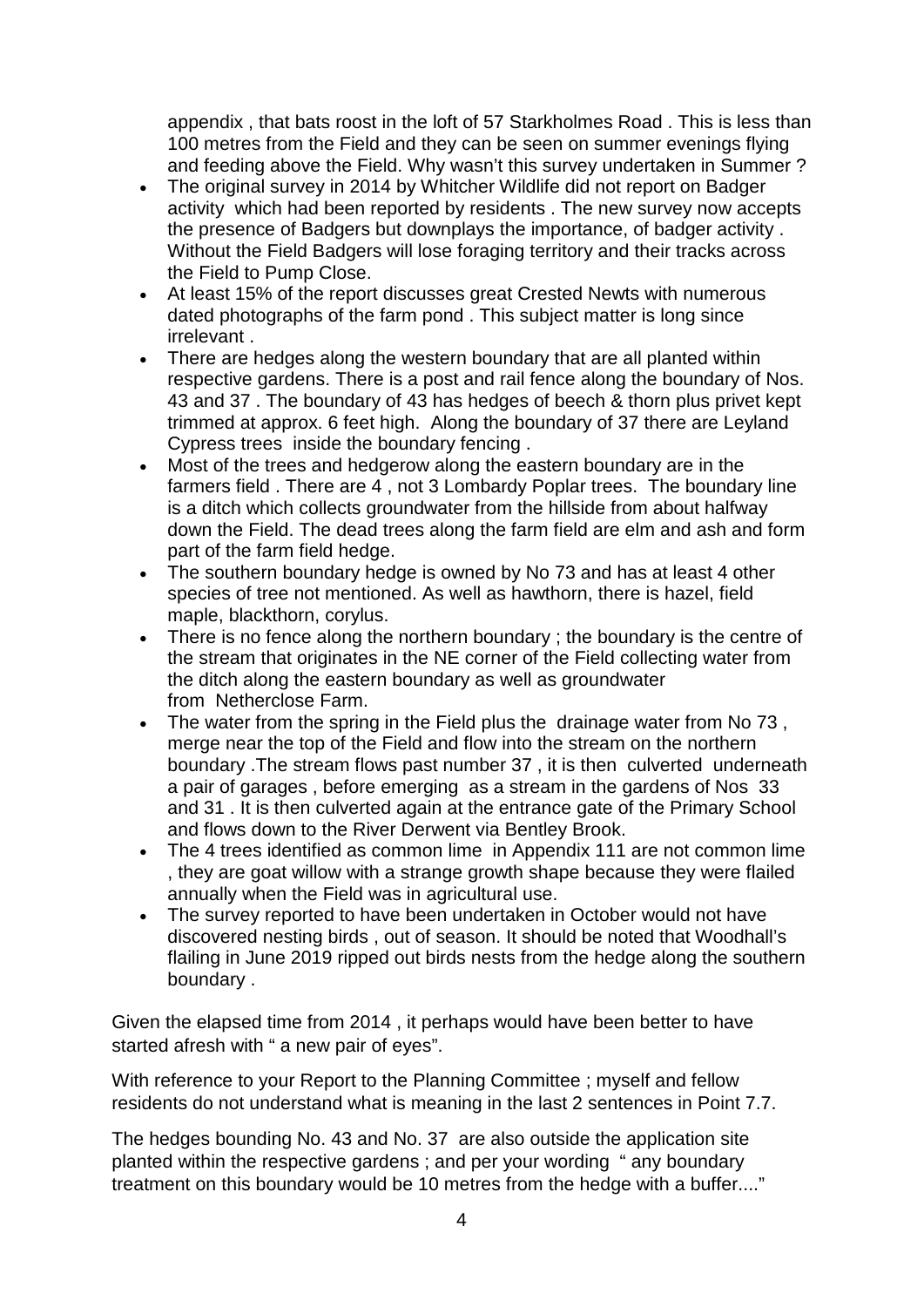appendix , that bats roost in the loft of 57 Starkholmes Road . This is less than 100 metres from the Field and they can be seen on summer evenings flying and feeding above the Field. Why wasn't this survey undertaken in Summer ?

- The original survey in 2014 by Whitcher Wildlife did not report on Badger activity which had been reported by residents . The new survey now accepts the presence of Badgers but downplays the importance, of badger activity . Without the Field Badgers will lose foraging territory and their tracks across the Field to Pump Close.
- At least 15% of the report discusses great Crested Newts with numerous dated photographs of the farm pond . This subject matter is long since irrelevant .
- There are hedges along the western boundary that are all planted within respective gardens. There is a post and rail fence along the boundary of Nos. 43 and 37 . The boundary of 43 has hedges of beech & thorn plus privet kept trimmed at approx. 6 feet high. Along the boundary of 37 there are Leyland Cypress trees inside the boundary fencing .
- Most of the trees and hedgerow along the eastern boundary are in the farmers field . There are 4 , not 3 Lombardy Poplar trees. The boundary line is a ditch which collects groundwater from the hillside from about halfway down the Field. The dead trees along the farm field are elm and ash and form part of the farm field hedge.
- The southern boundary hedge is owned by No 73 and has at least 4 other species of tree not mentioned. As well as hawthorn, there is hazel, field maple, blackthorn, corylus.
- There is no fence along the northern boundary ; the boundary is the centre of the stream that originates in the NE corner of the Field collecting water from the ditch along the eastern boundary as well as groundwater from Netherclose Farm.
- The water from the spring in the Field plus the drainage water from No 73 , merge near the top of the Field and flow into the stream on the northern boundary .The stream flows past number 37 , it is then culverted underneath a pair of garages , before emerging as a stream in the gardens of Nos 33 and 31 . It is then culverted again at the entrance gate of the Primary School and flows down to the River Derwent via Bentley Brook.
- The 4 trees identified as common lime in Appendix 111 are not common lime , they are goat willow with a strange growth shape because they were flailed annually when the Field was in agricultural use.
- The survey reported to have been undertaken in October would not have discovered nesting birds , out of season. It should be noted that Woodhall's flailing in June 2019 ripped out birds nests from the hedge along the southern boundary .

Given the elapsed time from 2014 , it perhaps would have been better to have started afresh with " a new pair of eyes".

With reference to your Report to the Planning Committee ; myself and fellow residents do not understand what is meaning in the last 2 sentences in Point 7.7.

The hedges bounding No. 43 and No. 37 are also outside the application site planted within the respective gardens ; and per your wording " any boundary treatment on this boundary would be 10 metres from the hedge with a buffer...."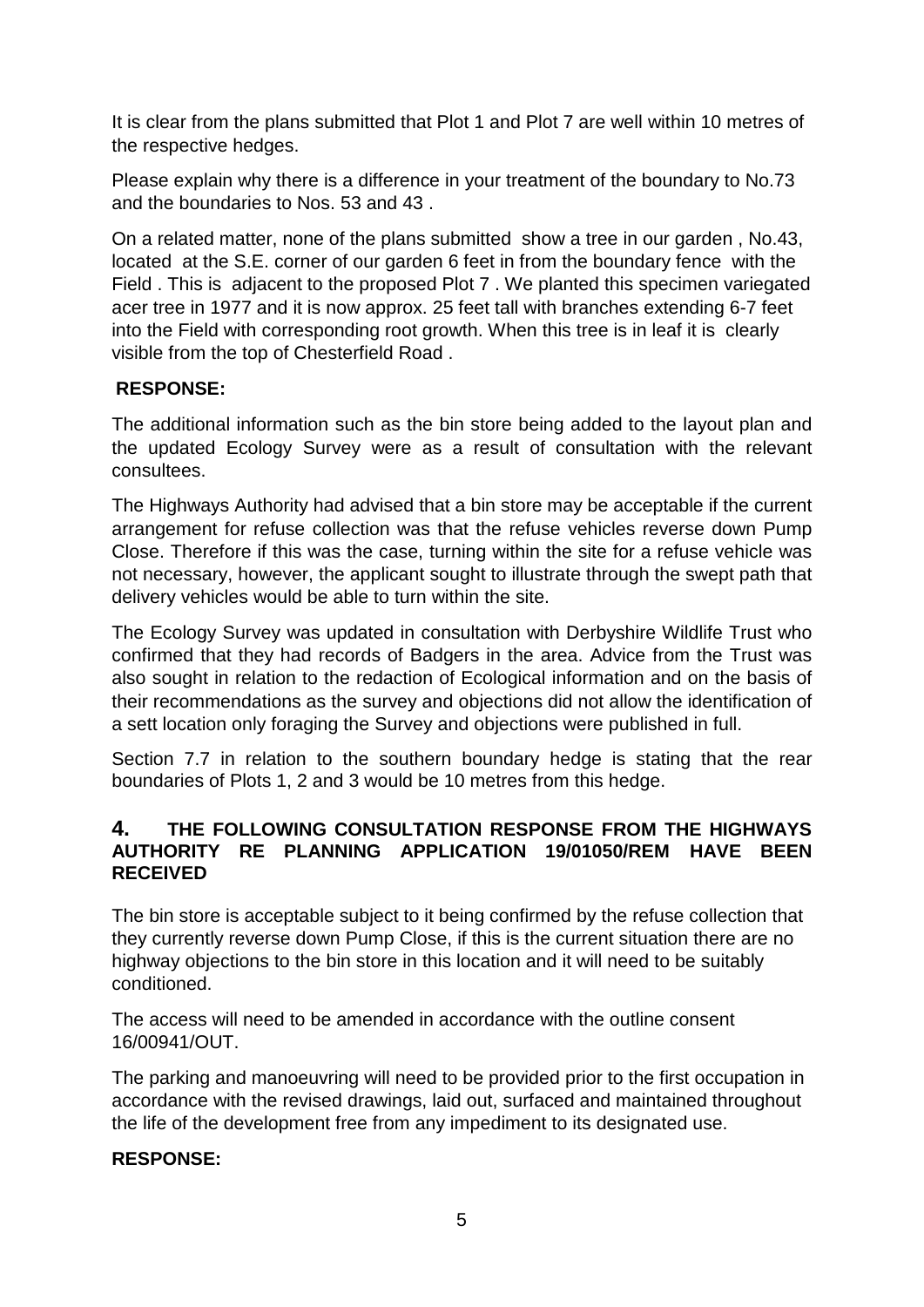It is clear from the plans submitted that Plot 1 and Plot 7 are well within 10 metres of the respective hedges.

Please explain why there is a difference in your treatment of the boundary to No.73 and the boundaries to Nos. 53 and 43 .

On a related matter, none of the plans submitted show a tree in our garden , No.43, located at the S.E. corner of our garden 6 feet in from the boundary fence with the Field . This is adjacent to the proposed Plot 7 . We planted this specimen variegated acer tree in 1977 and it is now approx. 25 feet tall with branches extending 6-7 feet into the Field with corresponding root growth. When this tree is in leaf it is clearly visible from the top of Chesterfield Road .

**RESPONSE:**

The additional information such as the bin store being added to the layout plan and the updated Ecology Survey were as a result of consultation with the relevant consultees.

The Highways Authority had advised that a bin store may be acceptable if the current arrangement for refuse collection was that the refuse vehicles reverse down Pump Close. Therefore if this was the case, turning within the site for a refuse vehicle was not necessary, however, the applicant sought to illustrate through the swept path that delivery vehicles would be able to turn within the site.

The Ecology Survey was updated in consultation with Derbyshire Wildlife Trust who confirmed that they had records of Badgers in the area. Advice from the Trust was also sought in relation to the redaction of Ecological information and on the basis of their recommendations as the survey and objections did not allow the identification of a sett location only foraging the Survey and objections were published in full.

Section 7.7 in relation to the southern boundary hedge is stating that the rear boundaries of Plots 1, 2 and 3 would be 10 metres from this hedge.

## 4. THE FOLLOWING CONSULTATION RESPONSE FROM THE HIGHWAYS AUTHORITY RE PLANNING APPLICATION 19/01050/REM HAVE BEEN RECEIVED

The bin store is acceptable subject to it being confirmed by the refuse collection that they currently reverse down Pump Close, if this is the current situation there are no highway objections to the bin store in this location and it will need to be suitably conditioned.

The access will need to be amended in accordance with the outline consent 16/00941/OUT.

The parking and manoeuvring will need to be provided prior to the first occupation in accordance with the revised drawings, laid out, surfaced and maintained throughout the life of the development free from any impediment to its designated use.

**RESPONSE:**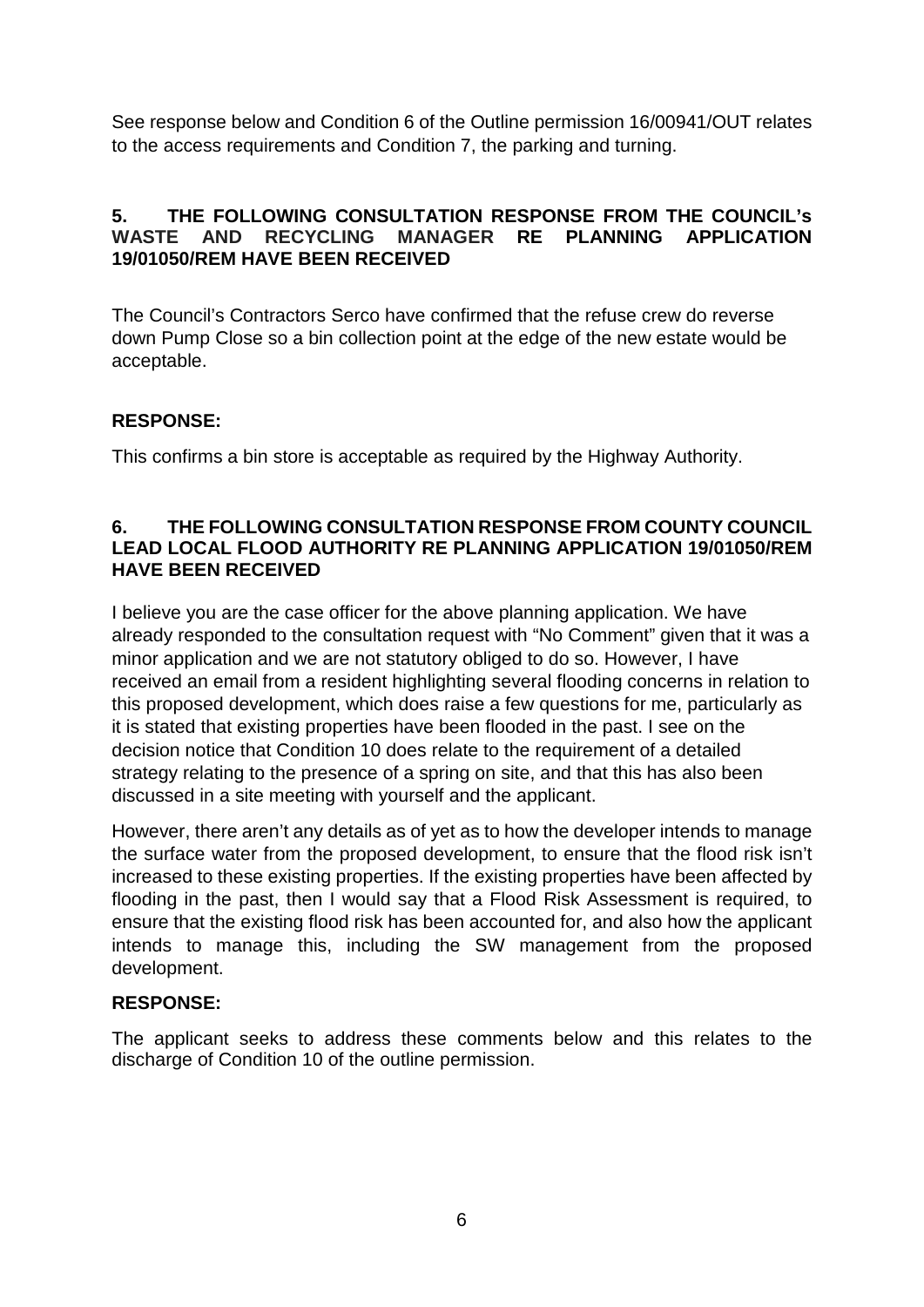See response below and Condition 6 of the Outline permission 16/00941/OUT relates to the access requirements and Condition 7, the parking and turning.

## 5. THE FOLLOWING CONSULTATION RESPONSE FROM THE COUNCIL's WASTE AND RECYCLING MANAGER RE PLANNING APPLICATION 19/01050/REM HAVE BEEN RECEIVED

The Council's Contractors Serco have confirmed that the refuse crew do reverse down Pump Close so a bin collection point at the edge of the new estate would be acceptable.

**RESPONSE:**

This confirms a bin store is acceptable as required by the Highway Authority.

## 6. THE FOLLOWING CONSULTATION RESPONSE FROM COUNTY COUNCIL LEAD LOCAL FLOOD AUTHORITY RE PLANNING APPLICATION 19/01050/REM HAVE BEEN RECEIVED

I believe you are the case officer for the above planning application. We have already responded to the consultation request with "No Comment" given that it was a minor application and we are not statutory obliged to do so. However, I have received an email from a resident highlighting several flooding concerns in relation to this proposed development, which does raise a few questions for me, particularly as it is stated that existing properties have been flooded in the past. I see on the decision notice that Condition 10 does relate to the requirement of a detailed strategy relating to the presence of a spring on site, and that this has also been discussed in a site meeting with yourself and the applicant.

However, there aren't any details as of yet as to how the developer intends to manage the surface water from the proposed development, to ensure that the flood risk isn't increased to these existing properties. If the existing properties have been affected by flooding in the past, then I would say that a Flood Risk Assessment is required, to ensure that the existing flood risk has been accounted for, and also how the applicant intends to manage this, including the SW management from the proposed development.

**RESPONSE:**

The applicant seeks to address these comments below and this relates to the discharge of Condition 10 of the outline permission.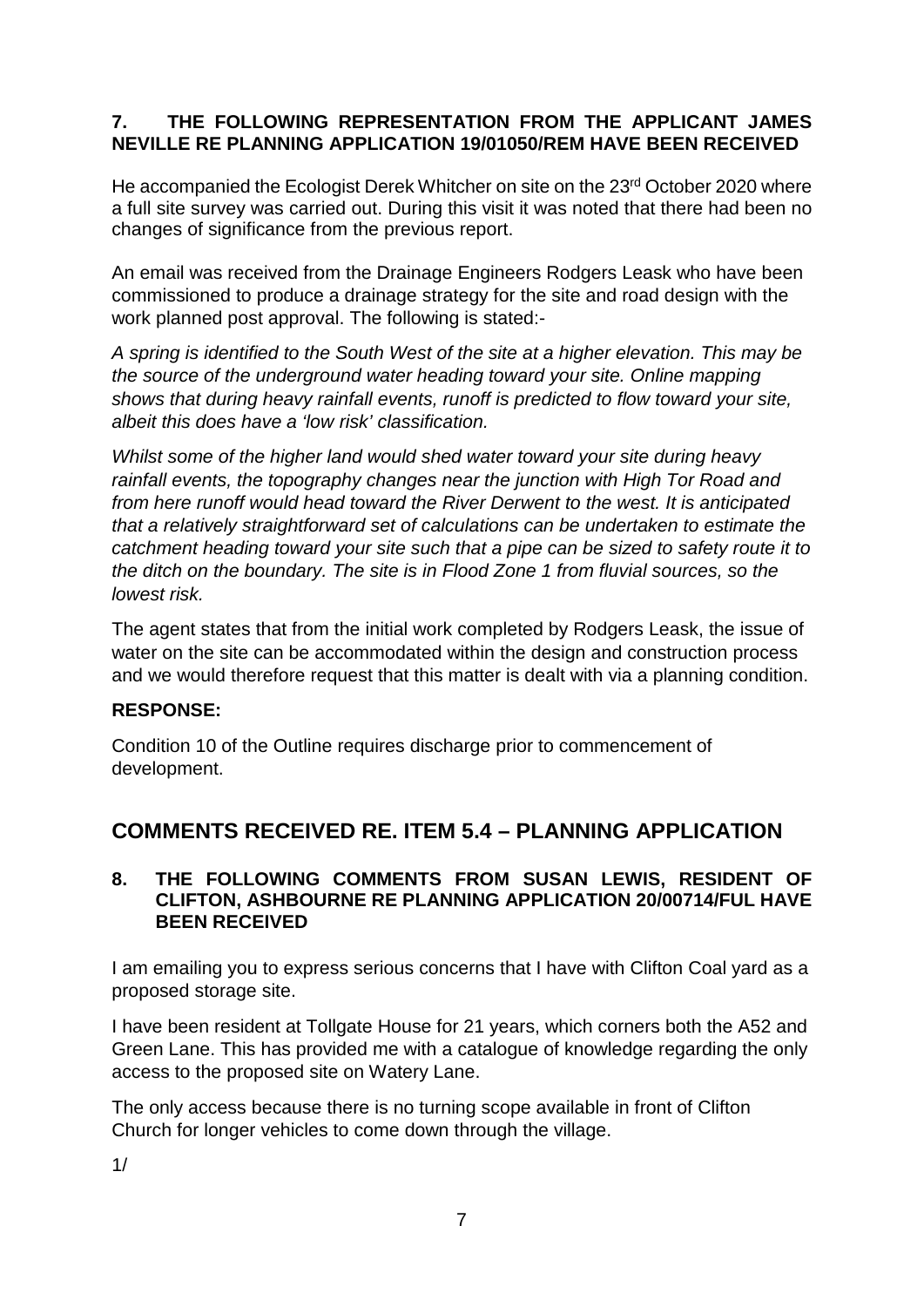**7. THE FOLLOWING REPRESENTATION FROM THE APPLICANT JAMES NEVILLE RE PLANNING APPLICATION 19/01050/REM HAVE BEEN RECEIVED**

He accompanied the Ecologist Derek Whitcher on site on the 23rd October 2020 where a full site survey was carried out. During this visit it was noted that there had been no changes of significance from the previous report.

An email was received from the Drainage Engineers Rodgers Leask who have been commissioned to produce a drainage strategy for the site and road design with the work planned post approval. The following is stated:-

*A spring is identified to the South West of the site at a higher elevation. This may be the source of the underground water heading toward your site. Online mapping shows that during heavy rainfall events, runoff is predicted to flow toward your site, albeit this does have a 'low risk' classification.*

*Whilst some of the higher land would shed water toward your site during heavy rainfall events, the topography changes near the junction with High Tor Road and from here runoff would head toward the River Derwent to the west. It is anticipated that a relatively straightforward set of calculations can be undertaken to estimate the catchment heading toward your site such that a pipe can be sized to safety route it to the ditch on the boundary. The site is in Flood Zone 1 from fluvial sources, so the lowest risk.*

The agent states that from the initial work completed by Rodgers Leask, the issue of water on the site can be accommodated within the design and construction process and we would therefore request that this matter is dealt with via a planning condition.

**RESPONSE:**

Condition 10 of the Outline requires discharge prior to commencement of development.

## COMMENTS RECEIVED RE. ITEM 5.4 – PLANNING APPLICATION

**8. THE FOLLOWING COMMENTS FROM SUSAN LEWIS, RESIDENT OF CLIFTON, ASHBOURNE RE PLANNING APPLICATION 20/00714/FUL HAVE BEEN RECEIVED**

I am emailing you to express serious concerns that I have with Clifton Coal yard as a proposed storage site.

I have been resident at Tollgate House for 21 years, which corners both the A52 and Green Lane. This has provided me with a catalogue of knowledge regarding the only access to the proposed site on Watery Lane.

The only access because there is no turning scope available in front of Clifton Church for longer vehicles to come down through the village.

1/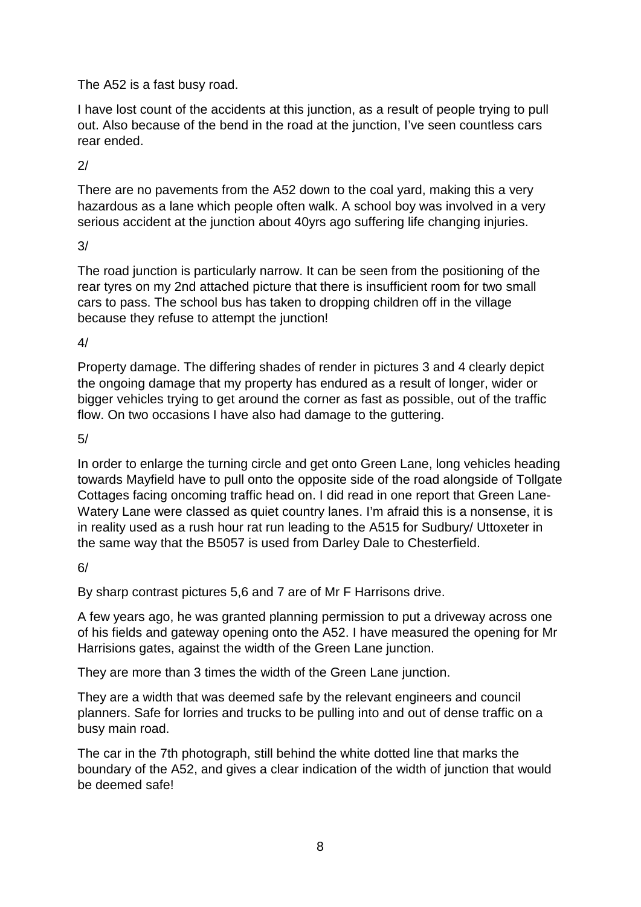The A52 is a fast busy road.

I have lost count of the accidents at this junction, as a result of people trying to pull out. Also because of the bend in the road at the junction, I've seen countless cars rear ended.

2/

There are no pavements from the A52 down to the coal yard, making this a very hazardous as a lane which people often walk. A school boy was involved in a very serious accident at the junction about 40yrs ago suffering life changing injuries.

3/

The road junction is particularly narrow. It can be seen from the positioning of the rear tyres on my 2nd attached picture that there is insufficient room for two small cars to pass. The school bus has taken to dropping children off in the village because they refuse to attempt the junction!

4/

Property damage. The differing shades of render in pictures 3 and 4 clearly depict the ongoing damage that my property has endured as a result of longer, wider or bigger vehicles trying to get around the corner as fast as possible, out of the traffic flow. On two occasions I have also had damage to the guttering.

5/

In order to enlarge the turning circle and get onto Green Lane, long vehicles heading towards Mayfield have to pull onto the opposite side of the road alongside of Tollgate Cottages facing oncoming traffic head on. I did read in one report that Green Lane-Watery Lane were classed as quiet country lanes. I'm afraid this is a nonsense, it is in reality used as a rush hour rat run leading to the A515 for Sudbury/ Uttoxeter in the same way that the B5057 is used from Darley Dale to Chesterfield.

6/

By sharp contrast pictures 5,6 and 7 are of Mr F Harrisons drive.

A few years ago, he was granted planning permission to put a driveway across one of his fields and gateway opening onto the A52. I have measured the opening for Mr Harrisions gates, against the width of the Green Lane junction.

They are more than 3 times the width of the Green Lane junction.

They are a width that was deemed safe by the relevant engineers and council planners. Safe for lorries and trucks to be pulling into and out of dense traffic on a busy main road.

The car in the 7th photograph, still behind the white dotted line that marks the boundary of the A52, and gives a clear indication of the width of junction that would be deemed safe!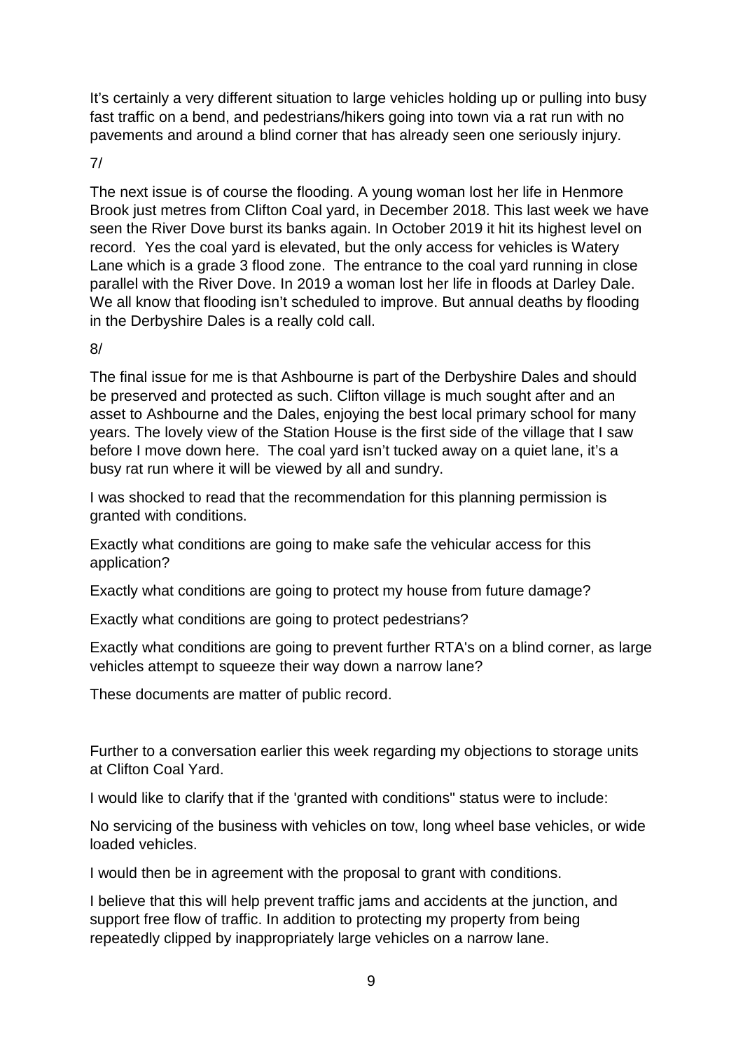It's certainly a very different situation to large vehicles holding up or pulling into busy fast traffic on a bend, and pedestrians/hikers going into town via a rat run with no pavements and around a blind corner that has already seen one seriously injury.

7/

The next issue is of course the flooding. A young woman lost her life in Henmore Brook just metres from Clifton Coal yard, in December 2018. This last week we have seen the River Dove burst its banks again. In October 2019 it hit its highest level on record. Yes the coal yard is elevated, but the only access for vehicles is Watery Lane which is a grade 3 flood zone. The entrance to the coal yard running in close parallel with the River Dove. In 2019 a woman lost her life in floods at Darley Dale. We all know that flooding isn't scheduled to improve. But annual deaths by flooding in the Derbyshire Dales is a really cold call.

8/

The final issue for me is that Ashbourne is part of the Derbyshire Dales and should be preserved and protected as such. Clifton village is much sought after and an asset to Ashbourne and the Dales, enjoying the best local primary school for many years. The lovely view of the Station House is the first side of the village that I saw before I move down here. The coal yard isn't tucked away on a quiet lane, it's a busy rat run where it will be viewed by all and sundry.

I was shocked to read that the recommendation for this planning permission is granted with conditions.

Exactly what conditions are going to make safe the vehicular access for this application?

Exactly what conditions are going to protect my house from future damage?

Exactly what conditions are going to protect pedestrians?

Exactly what conditions are going to prevent further RTA's on a blind corner, as large vehicles attempt to squeeze their way down a narrow lane?

These documents are matter of public record.

Further to a conversation earlier this week regarding my objections to storage units at Clifton Coal Yard.

I would like to clarify that if the 'granted with conditions" status were to include:

No servicing of the business with vehicles on tow, long wheel base vehicles, or wide loaded vehicles.

I would then be in agreement with the proposal to grant with conditions.

I believe that this will help prevent traffic jams and accidents at the junction, and support free flow of traffic. In addition to protecting my property from being repeatedly clipped by inappropriately large vehicles on a narrow lane.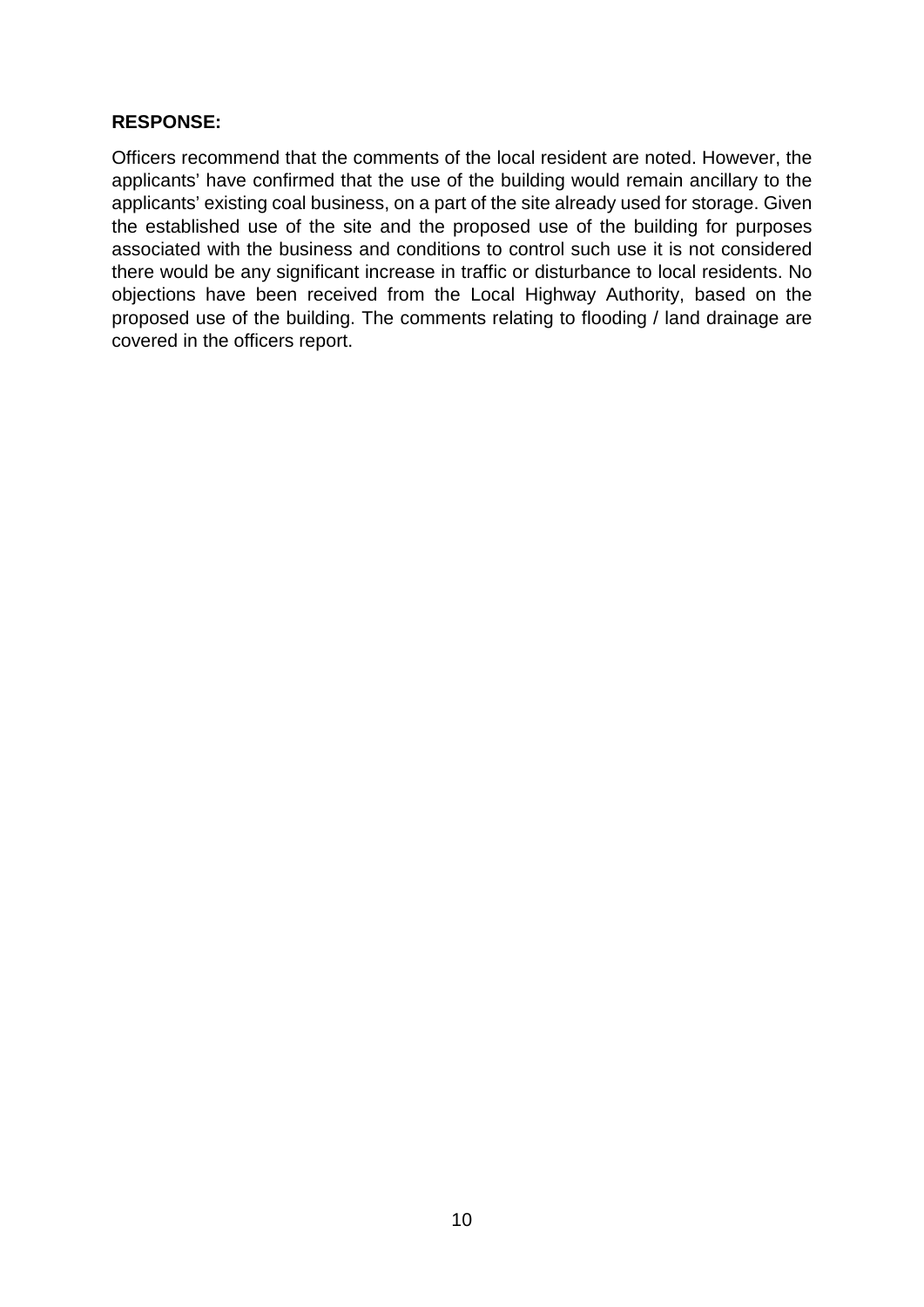**RESPONSE:**

Officers recommend that the comments of the local resident are noted. However, the applicants' have confirmed that the use of the building would remain ancillary to the applicants' existing coal business, on a part of the site already used for storage. Given the established use of the site and the proposed use of the building for purposes associated with the business and conditions to control such use it is not considered there would be any significant increase in traffic or disturbance to local residents. No objections have been received from the Local Highway Authority, based on the proposed use of the building. The comments relating to flooding / land drainage are covered in the officers report.